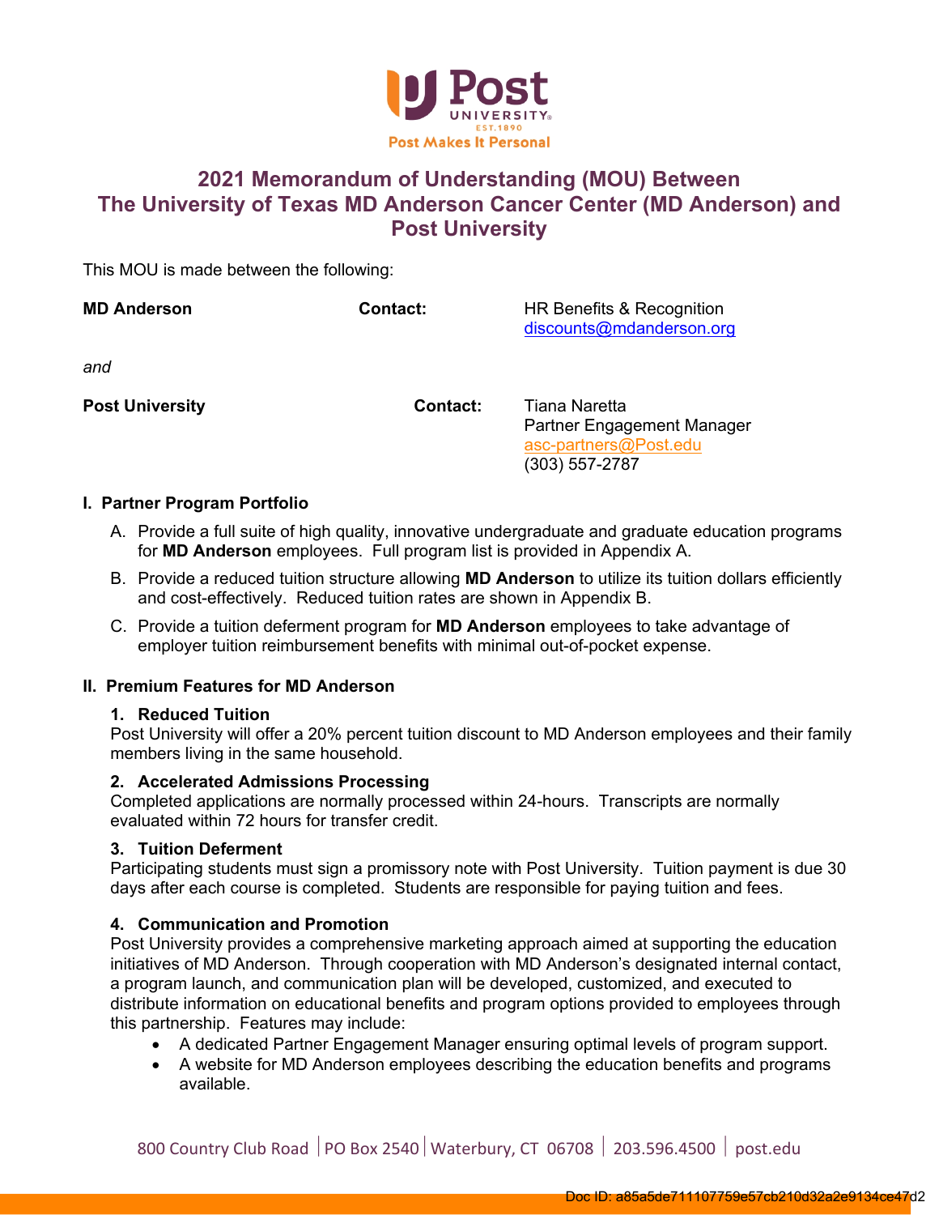# 2021 Memorandum of Understanding (MOU) Between The University of Texas MD Anderson Cancer Center (MD Anderson) and Post University

This MOU is made between the following:

| | | |
|---|---|---|
| **MD Anderson** | **Contact:** | HR Benefits & Recognition<br>discounts@mdanderson.org |

*and*

| | | |
|---|---|---|
| **Post University** | **Contact:** | Tiana Naretta<br>Partner Engagement Manager<br>asc-partners@Post.edu<br>(303) 557-2787 |

## I. Partner Program Portfolio

A. Provide a full suite of high quality, innovative undergraduate and graduate education programs for **MD Anderson** employees. Full program list is provided in Appendix A.

B. Provide a reduced tuition structure allowing **MD Anderson** to utilize its tuition dollars efficiently and cost-effectively. Reduced tuition rates are shown in Appendix B.

C. Provide a tuition deferment program for **MD Anderson** employees to take advantage of employer tuition reimbursement benefits with minimal out-of-pocket expense.

## II. Premium Features for MD Anderson

### 1. Reduced Tuition

Post University will offer a 20% percent tuition discount to MD Anderson employees and their family members living in the same household.

### 2. Accelerated Admissions Processing

Completed applications are normally processed within 24-hours. Transcripts are normally evaluated within 72 hours for transfer credit.

### 3. Tuition Deferment

Participating students must sign a promissory note with Post University. Tuition payment is due 30 days after each course is completed. Students are responsible for paying tuition and fees.

### 4. Communication and Promotion

Post University provides a comprehensive marketing approach aimed at supporting the education initiatives of MD Anderson. Through cooperation with MD Anderson's designated internal contact, a program launch, and communication plan will be developed, customized, and executed to distribute information on educational benefits and program options provided to employees through this partnership. Features may include:

- A dedicated Partner Engagement Manager ensuring optimal levels of program support.
- A website for MD Anderson employees describing the education benefits and programs available.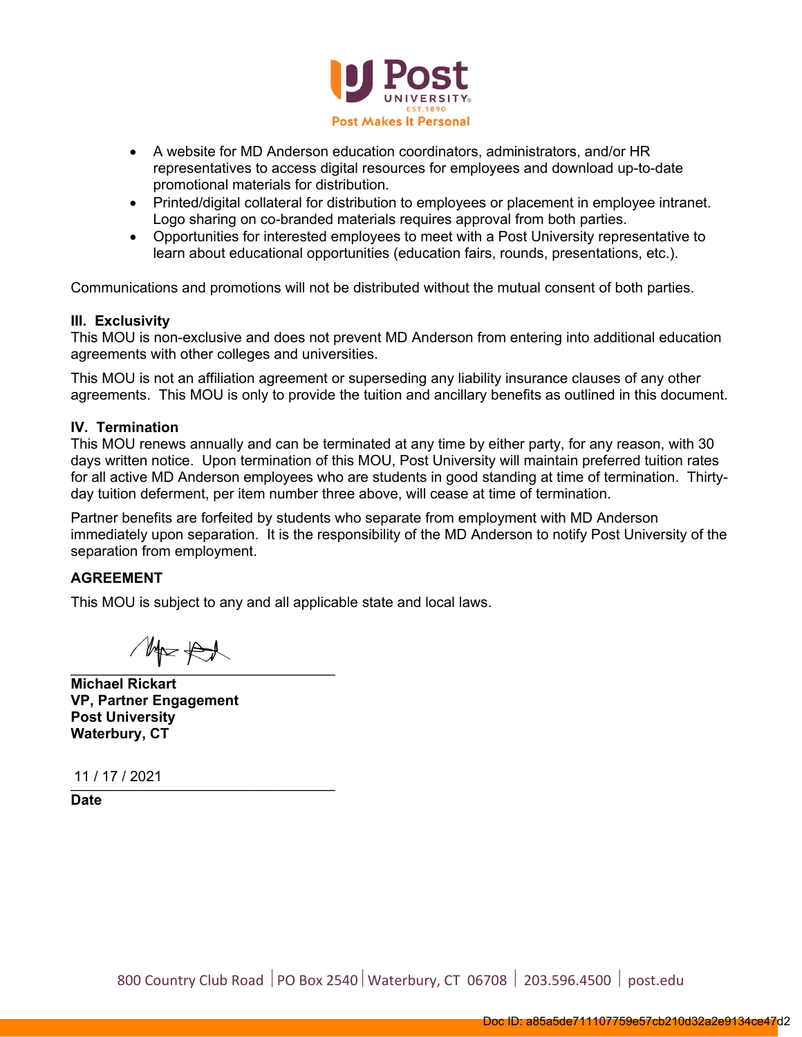- A website for MD Anderson education coordinators, administrators, and/or HR representatives to access digital resources for employees and download up-to-date promotional materials for distribution.
- Printed/digital collateral for distribution to employees or placement in employee intranet. Logo sharing on co-branded materials requires approval from both parties.
- Opportunities for interested employees to meet with a Post University representative to learn about educational opportunities (education fairs, rounds, presentations, etc.).

Communications and promotions will not be distributed without the mutual consent of both parties.

### III. Exclusivity

This MOU is non-exclusive and does not prevent MD Anderson from entering into additional education agreements with other colleges and universities.

This MOU is not an affiliation agreement or superseding any liability insurance clauses of any other agreements. This MOU is only to provide the tuition and ancillary benefits as outlined in this document.

### IV. Termination

This MOU renews annually and can be terminated at any time by either party, for any reason, with 30 days written notice. Upon termination of this MOU, Post University will maintain preferred tuition rates for all active MD Anderson employees who are students in good standing at time of termination. Thirty-day tuition deferment, per item number three above, will cease at time of termination.

Partner benefits are forfeited by students who separate from employment with MD Anderson immediately upon separation. It is the responsibility of the MD Anderson to notify Post University of the separation from employment.

### AGREEMENT

This MOU is subject to any and all applicable state and local laws.

\_\_\_\_\_\_\_\_\_\_\_\_\_\_\_\_\_\_\_\_\_\_\_\_\_\_\_\_\_\_\_\_

**Michael Rickart**
**VP, Partner Engagement**
**Post University**
**Waterbury, CT**

11 / 17 / 2021
\_\_\_\_\_\_\_\_\_\_\_\_\_\_\_\_\_\_\_\_\_\_\_\_\_\_\_\_\_\_\_\_
**Date**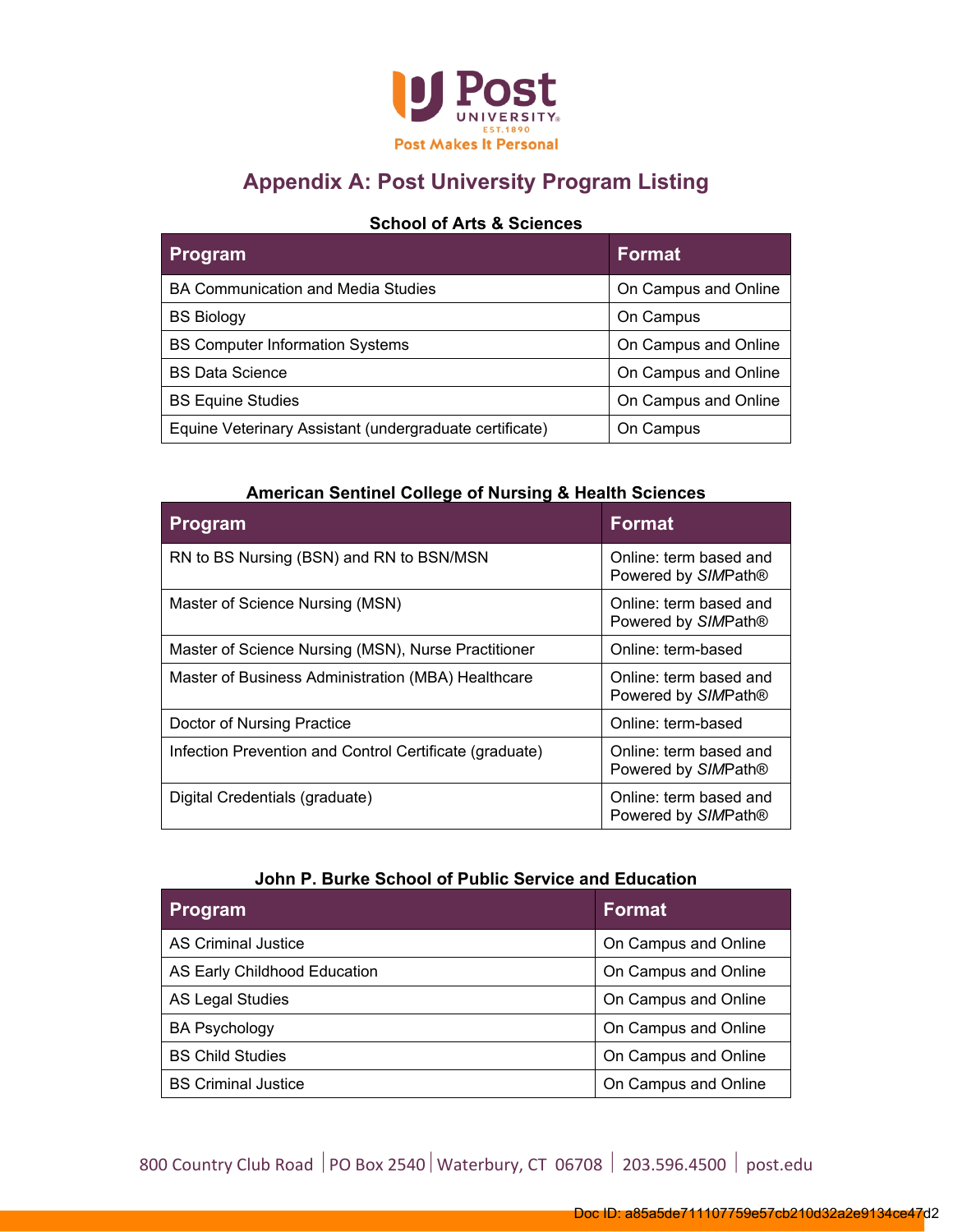# Appendix A: Post University Program Listing

### School of Arts & Sciences

| Program | Format |
|---|---|
| BA Communication and Media Studies | On Campus and Online |
| BS Biology | On Campus |
| BS Computer Information Systems | On Campus and Online |
| BS Data Science | On Campus and Online |
| BS Equine Studies | On Campus and Online |
| Equine Veterinary Assistant (undergraduate certificate) | On Campus |

### American Sentinel College of Nursing & Health Sciences

| Program | Format |
|---|---|
| RN to BS Nursing (BSN) and RN to BSN/MSN | Online: term based and Powered by *SIM*Path® |
| Master of Science Nursing (MSN) | Online: term based and Powered by *SIM*Path® |
| Master of Science Nursing (MSN), Nurse Practitioner | Online: term-based |
| Master of Business Administration (MBA) Healthcare | Online: term based and Powered by *SIM*Path® |
| Doctor of Nursing Practice | Online: term-based |
| Infection Prevention and Control Certificate (graduate) | Online: term based and Powered by *SIM*Path® |
| Digital Credentials (graduate) | Online: term based and Powered by *SIM*Path® |

### John P. Burke School of Public Service and Education

| Program | Format |
|---|---|
| AS Criminal Justice | On Campus and Online |
| AS Early Childhood Education | On Campus and Online |
| AS Legal Studies | On Campus and Online |
| BA Psychology | On Campus and Online |
| BS Child Studies | On Campus and Online |
| BS Criminal Justice | On Campus and Online |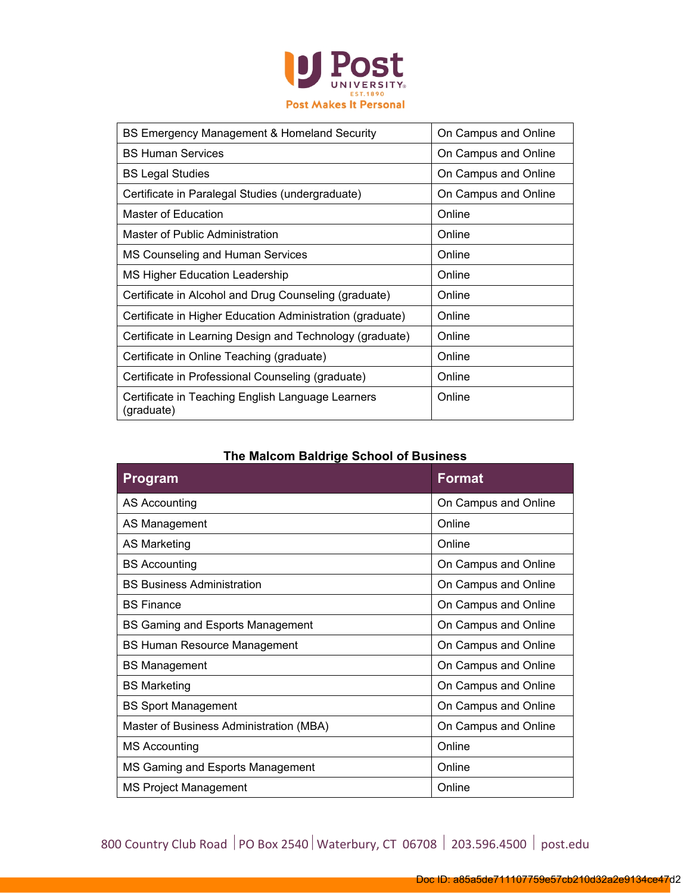| | |
|---|---|
| BS Emergency Management & Homeland Security | On Campus and Online |
| BS Human Services | On Campus and Online |
| BS Legal Studies | On Campus and Online |
| Certificate in Paralegal Studies (undergraduate) | On Campus and Online |
| Master of Education | Online |
| Master of Public Administration | Online |
| MS Counseling and Human Services | Online |
| MS Higher Education Leadership | Online |
| Certificate in Alcohol and Drug Counseling (graduate) | Online |
| Certificate in Higher Education Administration (graduate) | Online |
| Certificate in Learning Design and Technology (graduate) | Online |
| Certificate in Online Teaching (graduate) | Online |
| Certificate in Professional Counseling (graduate) | Online |
| Certificate in Teaching English Language Learners (graduate) | Online |

**The Malcom Baldrige School of Business**

| Program | Format |
|---|---|
| AS Accounting | On Campus and Online |
| AS Management | Online |
| AS Marketing | Online |
| BS Accounting | On Campus and Online |
| BS Business Administration | On Campus and Online |
| BS Finance | On Campus and Online |
| BS Gaming and Esports Management | On Campus and Online |
| BS Human Resource Management | On Campus and Online |
| BS Management | On Campus and Online |
| BS Marketing | On Campus and Online |
| BS Sport Management | On Campus and Online |
| Master of Business Administration (MBA) | On Campus and Online |
| MS Accounting | Online |
| MS Gaming and Esports Management | Online |
| MS Project Management | Online |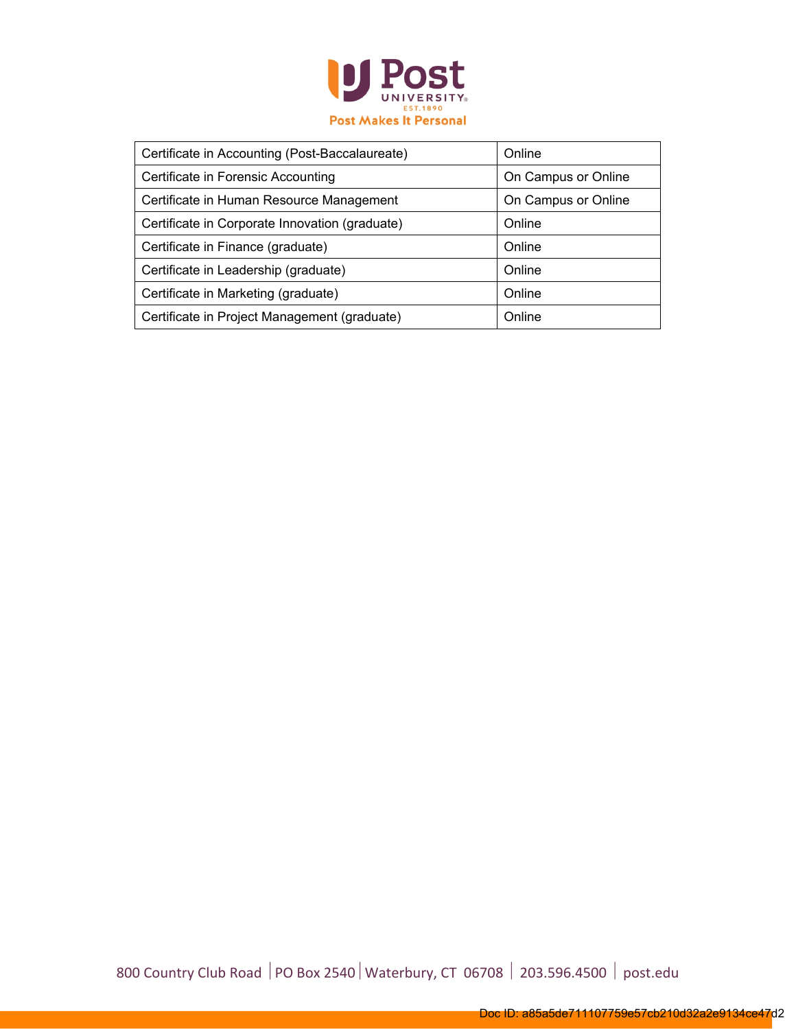| Certificate in Accounting (Post-Baccalaureate) | Online |
|---|---|
| Certificate in Forensic Accounting | On Campus or Online |
| Certificate in Human Resource Management | On Campus or Online |
| Certificate in Corporate Innovation (graduate) | Online |
| Certificate in Finance (graduate) | Online |
| Certificate in Leadership (graduate) | Online |
| Certificate in Marketing (graduate) | Online |
| Certificate in Project Management (graduate) | Online |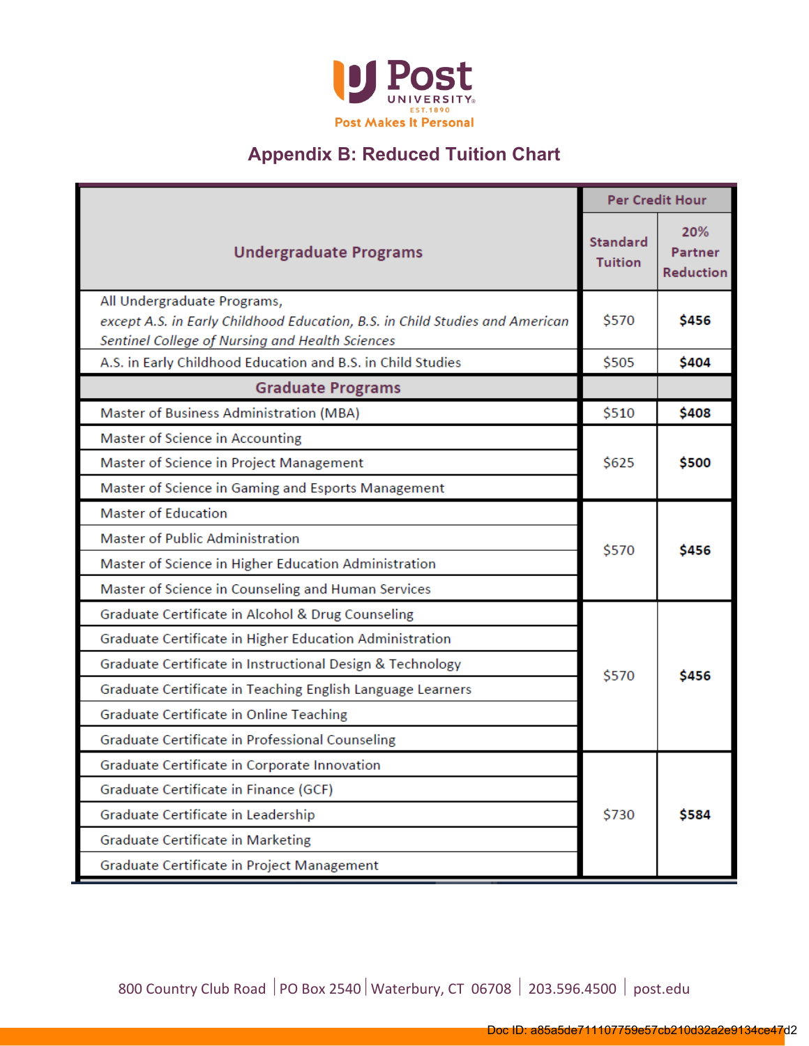## Appendix B: Reduced Tuition Chart

| Undergraduate Programs | Per Credit Hour | |
|---|---|---|
| | Standard Tuition | 20% Partner Reduction |
| All Undergraduate Programs, *except A.S. in Early Childhood Education, B.S. in Child Studies and American Sentinel College of Nursing and Health Sciences* | $570 | **$456** |
| A.S. in Early Childhood Education and B.S. in Child Studies | $505 | **$404** |
| **Graduate Programs** | | |
| Master of Business Administration (MBA) | $510 | **$408** |
| Master of Science in Accounting | $625 | **$500** |
| Master of Science in Project Management | $625 | **$500** |
| Master of Science in Gaming and Esports Management | $625 | **$500** |
| Master of Education | $570 | **$456** |
| Master of Public Administration | $570 | **$456** |
| Master of Science in Higher Education Administration | $570 | **$456** |
| Master of Science in Counseling and Human Services | $570 | **$456** |
| Graduate Certificate in Alcohol & Drug Counseling | $570 | **$456** |
| Graduate Certificate in Higher Education Administration | $570 | **$456** |
| Graduate Certificate in Instructional Design & Technology | $570 | **$456** |
| Graduate Certificate in Teaching English Language Learners | $570 | **$456** |
| Graduate Certificate in Online Teaching | $570 | **$456** |
| Graduate Certificate in Professional Counseling | $570 | **$456** |
| Graduate Certificate in Corporate Innovation | $730 | **$584** |
| Graduate Certificate in Finance (GCF) | $730 | **$584** |
| Graduate Certificate in Leadership | $730 | **$584** |
| Graduate Certificate in Marketing | $730 | **$584** |
| Graduate Certificate in Project Management | $730 | **$584** |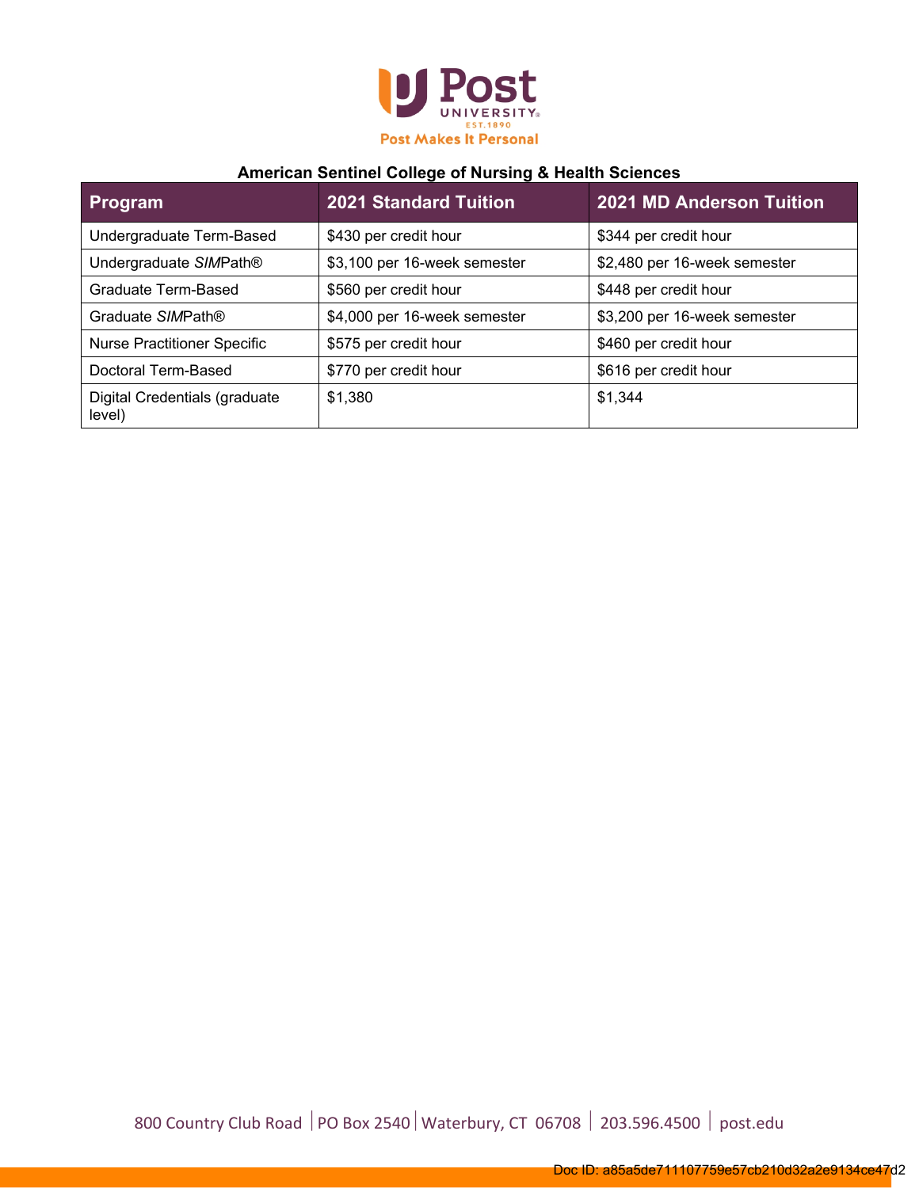## American Sentinel College of Nursing & Health Sciences

| Program | 2021 Standard Tuition | 2021 MD Anderson Tuition |
|---|---|---|
| Undergraduate Term-Based | $430 per credit hour | $344 per credit hour |
| Undergraduate *SIM*Path® | $3,100 per 16-week semester | $2,480 per 16-week semester |
| Graduate Term-Based | $560 per credit hour | $448 per credit hour |
| Graduate *SIM*Path® | $4,000 per 16-week semester | $3,200 per 16-week semester |
| Nurse Practitioner Specific | $575 per credit hour | $460 per credit hour |
| Doctoral Term-Based | $770 per credit hour | $616 per credit hour |
| Digital Credentials (graduate level) | $1,380 | $1,344 |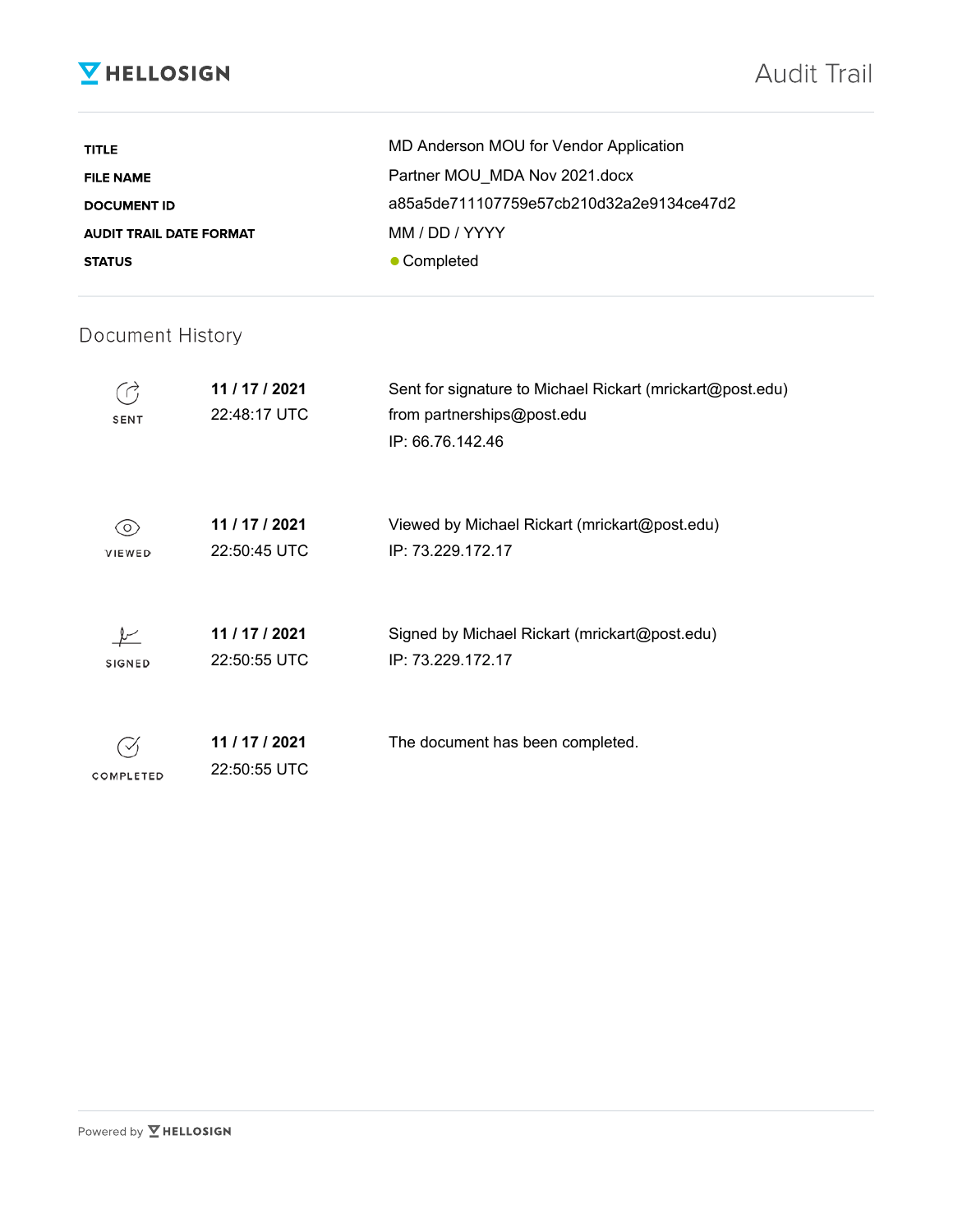HELLOSIGN

# Audit Trail

| | |
|---|---|
| **TITLE** | MD Anderson MOU for Vendor Application |
| **FILE NAME** | Partner MOU_MDA Nov 2021.docx |
| **DOCUMENT ID** | a85a5de711107759e57cb210d32a2e9134ce47d2 |
| **AUDIT TRAIL DATE FORMAT** | MM / DD / YYYY |
| **STATUS** | ● Completed |

## Document History

| | | |
|---|---|---|
| SENT | **11 / 17 / 2021**<br>22:48:17 UTC | Sent for signature to Michael Rickart (mrickart@post.edu) from partnerships@post.edu<br>IP: 66.76.142.46 |
| VIEWED | **11 / 17 / 2021**<br>22:50:45 UTC | Viewed by Michael Rickart (mrickart@post.edu)<br>IP: 73.229.172.17 |
| SIGNED | **11 / 17 / 2021**<br>22:50:55 UTC | Signed by Michael Rickart (mrickart@post.edu)<br>IP: 73.229.172.17 |
| COMPLETED | **11 / 17 / 2021**<br>22:50:55 UTC | The document has been completed. |